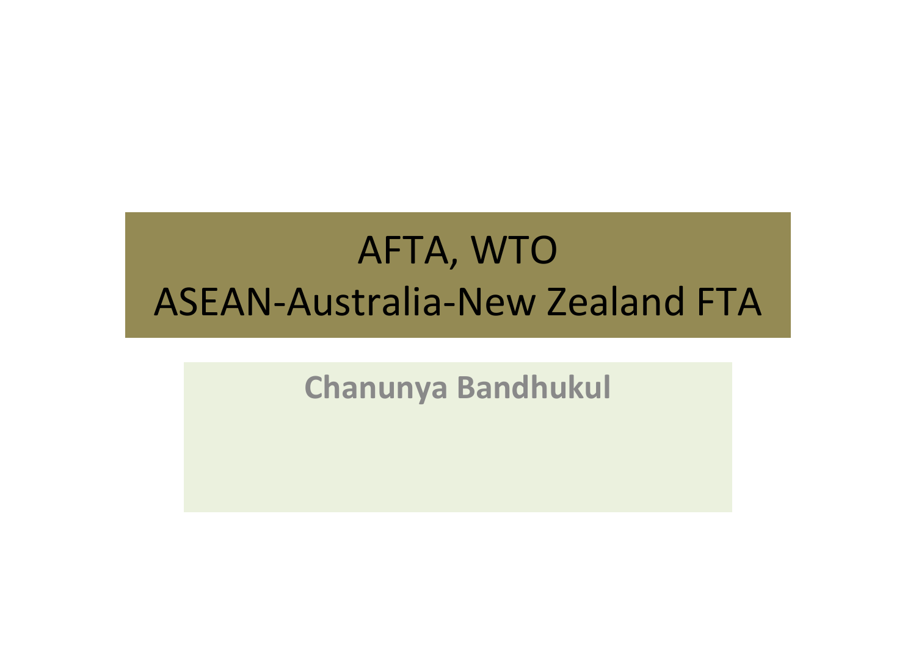# AFTA, WTO
# ASEAN-Australia-New Zealand FTA

**Chanunya Bandhukul**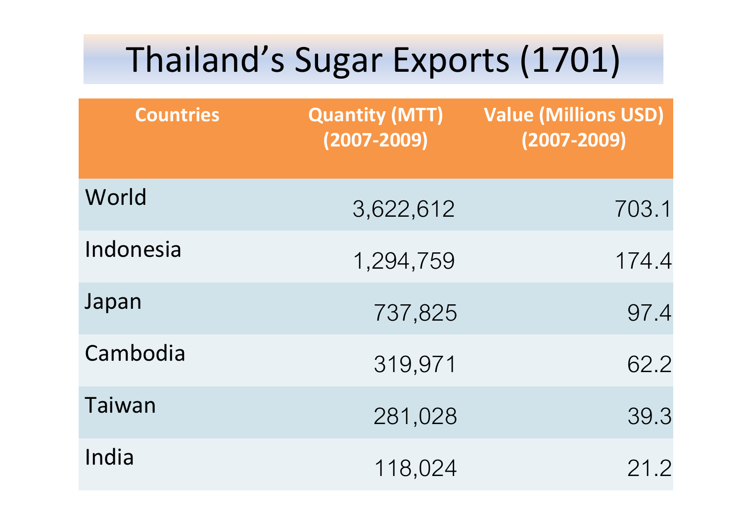# Thailand's Sugar Exports (1701)

| Countries | Quantity (MTT) (2007-2009) | Value (Millions USD) (2007-2009) |
|---|---|---|
| World | 3,622,612 | 703.1 |
| Indonesia | 1,294,759 | 174.4 |
| Japan | 737,825 | 97.4 |
| Cambodia | 319,971 | 62.2 |
| Taiwan | 281,028 | 39.3 |
| India | 118,024 | 21.2 |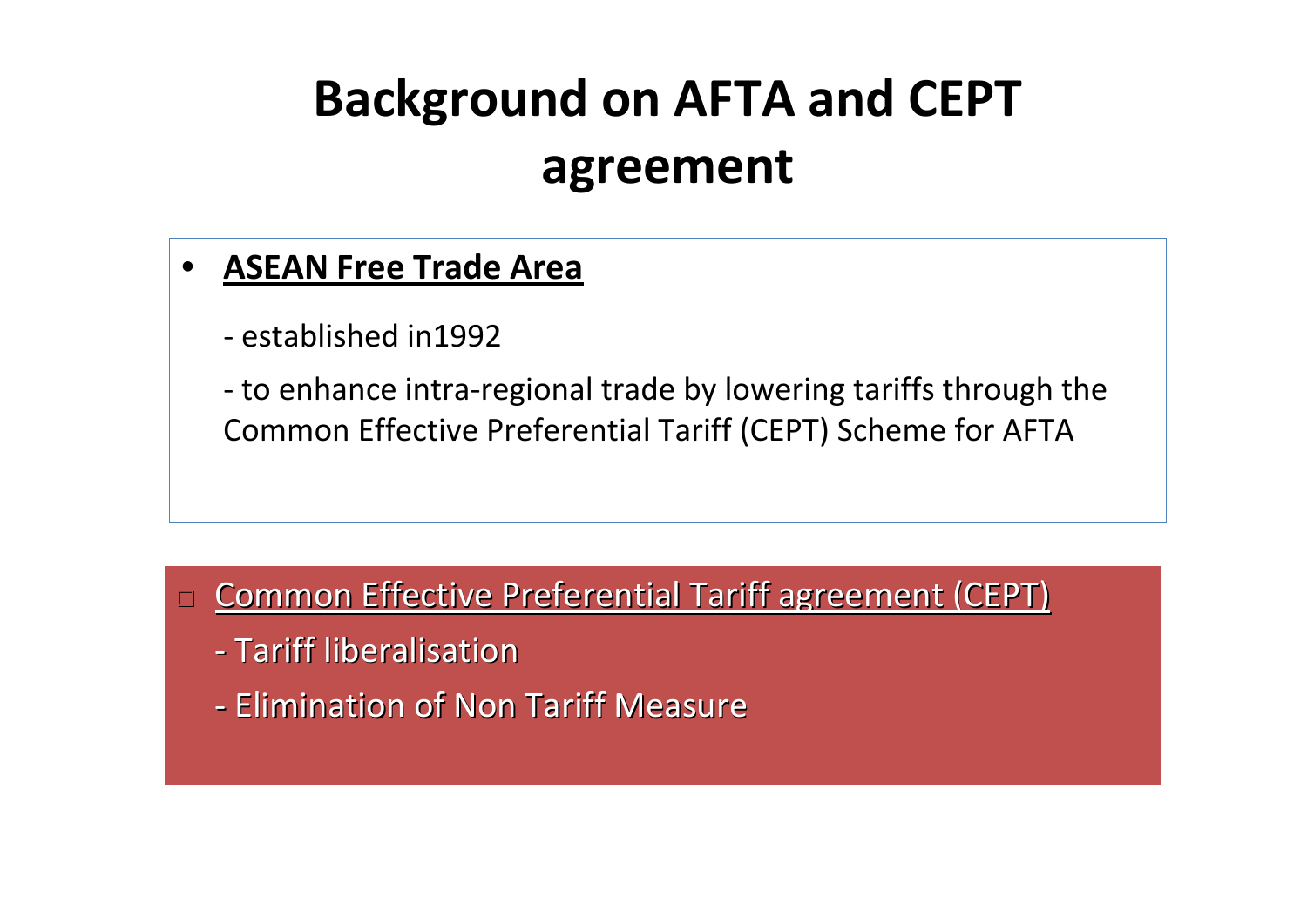# Background on AFTA and CEPT agreement

- **ASEAN Free Trade Area**

  - established in1992

  - to enhance intra-regional trade by lowering tariffs through the Common Effective Preferential Tariff (CEPT) Scheme for AFTA

- Common Effective Preferential Tariff agreement (CEPT)

  - Tariff liberalisation

  - Elimination of Non Tariff Measure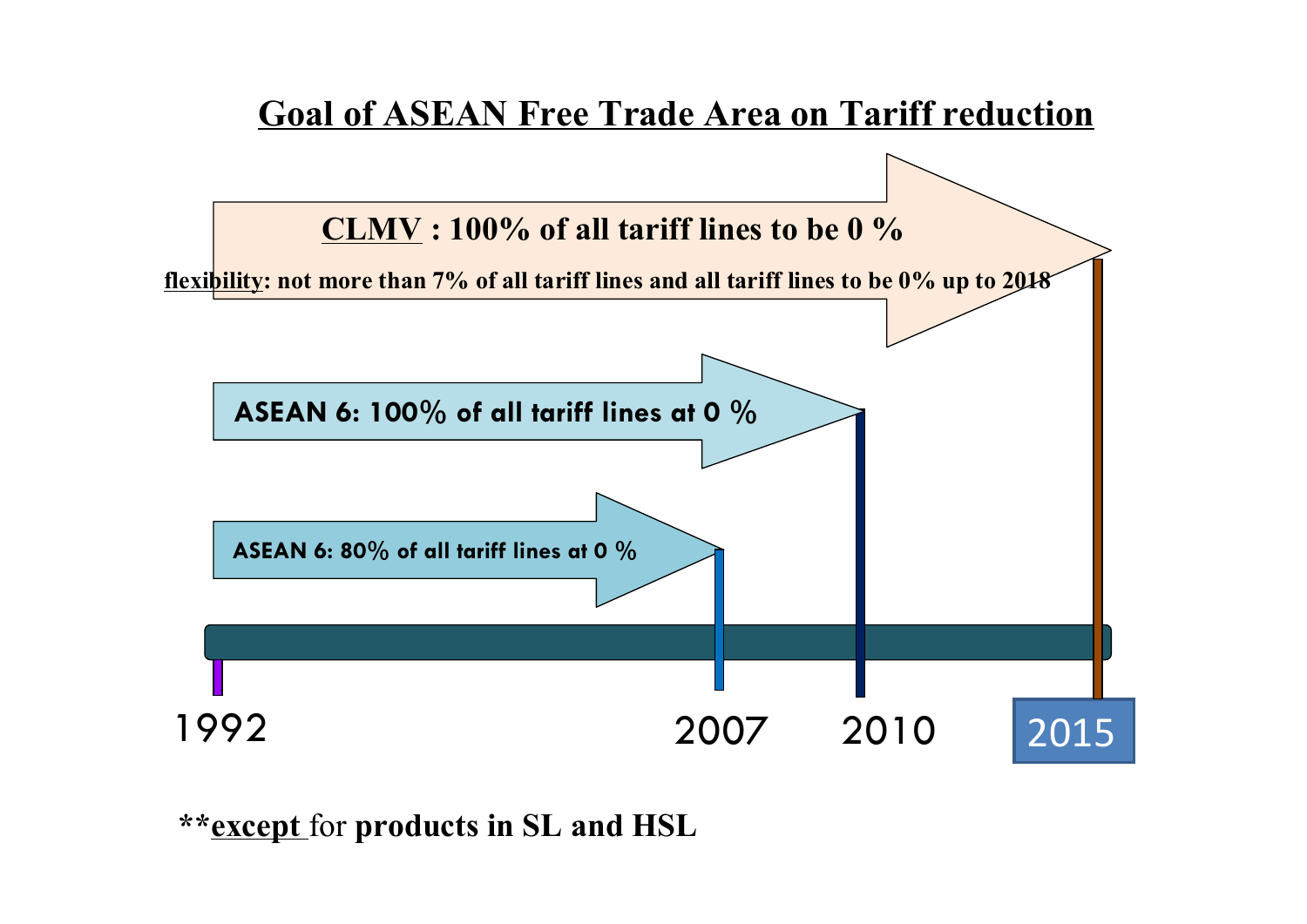## Goal of ASEAN Free Trade Area on Tariff reduction

**CLMV : 100% of all tariff lines to be 0 %**

**flexibility: not more than 7% of all tariff lines and all tariff lines to be 0% up to 2018**

**ASEAN 6: 100% of all tariff lines at 0 %**

**ASEAN 6: 80% of all tariff lines at 0 %**

1992

2007

2010

2015

****except** for **products in SL and HSL**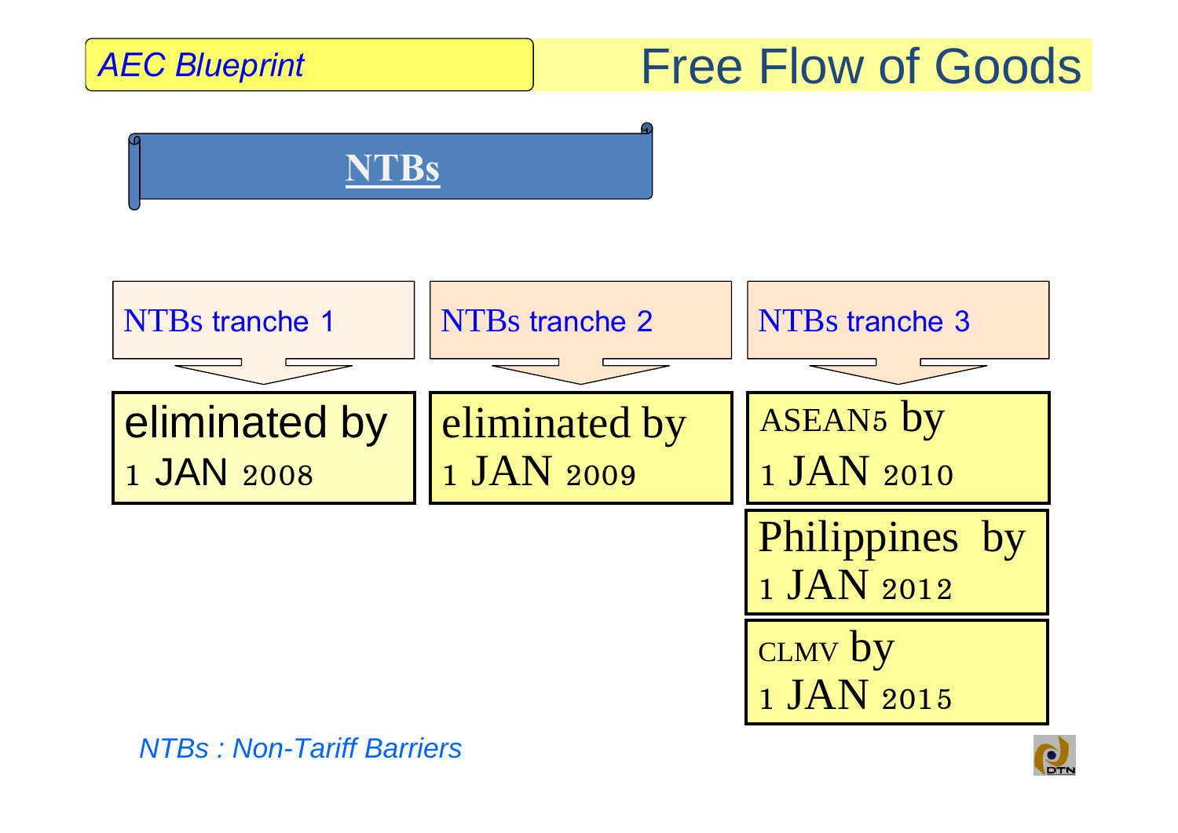*AEC Blueprint*

# Free Flow of Goods

## NTBs

| NTBs tranche 1 | NTBs tranche 2 | NTBs tranche 3 |
|---|---|---|
| eliminated by 1 JAN 2008 | eliminated by 1 JAN 2009 | ASEAN5 by 1 JAN 2010 |
| | | Philippines by 1 JAN 2012 |
| | | CLMV by 1 JAN 2015 |

*NTBs : Non-Tariff Barriers*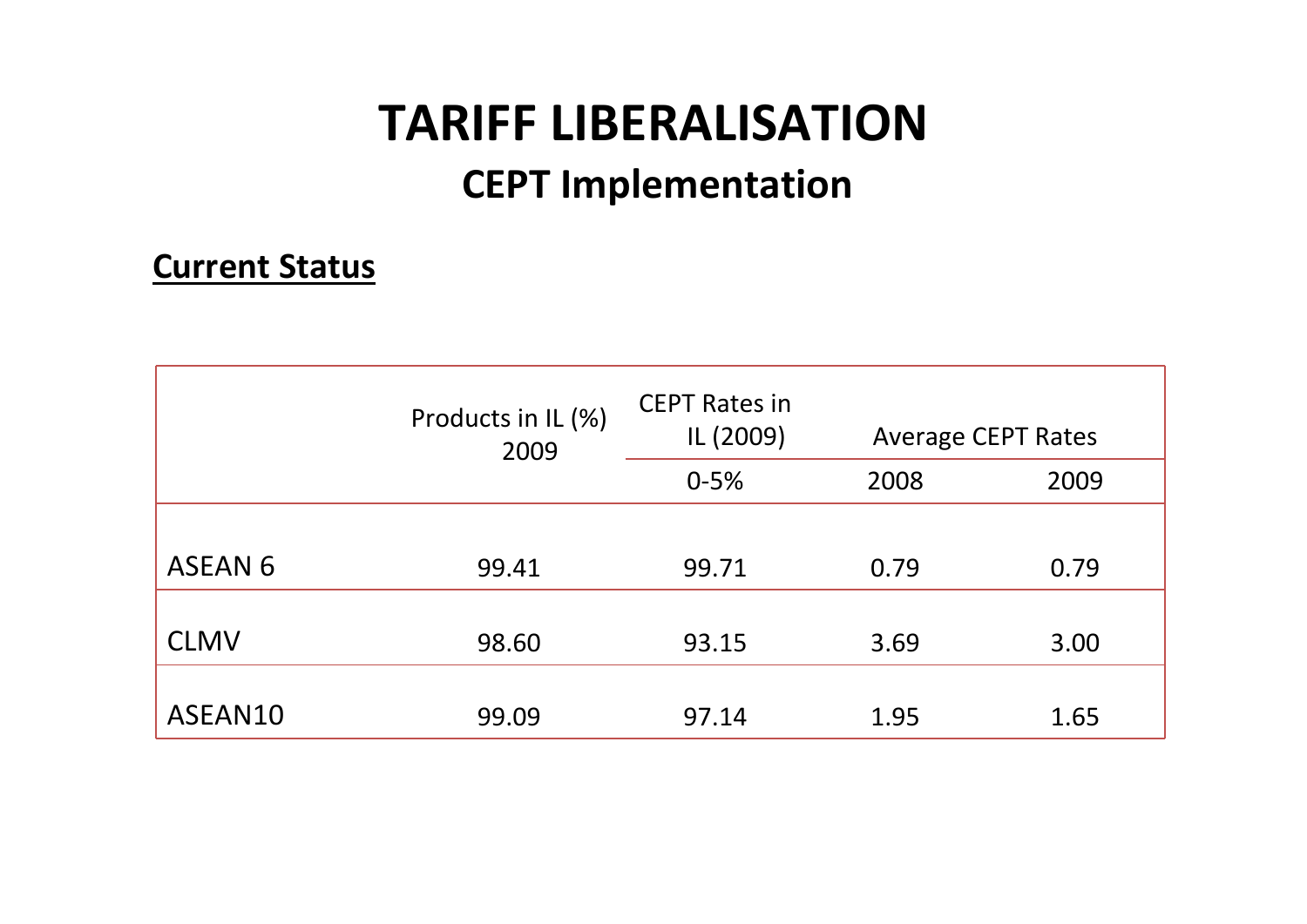# TARIFF LIBERALISATION

## CEPT Implementation

**Current Status**

| | Products in IL (%) 2009 | CEPT Rates in IL (2009) | Average CEPT Rates | |
|---|---|---|---|---|
| | | 0-5% | 2008 | 2009 |
| ASEAN 6 | 99.41 | 99.71 | 0.79 | 0.79 |
| CLMV | 98.60 | 93.15 | 3.69 | 3.00 |
| ASEAN10 | 99.09 | 97.14 | 1.95 | 1.65 |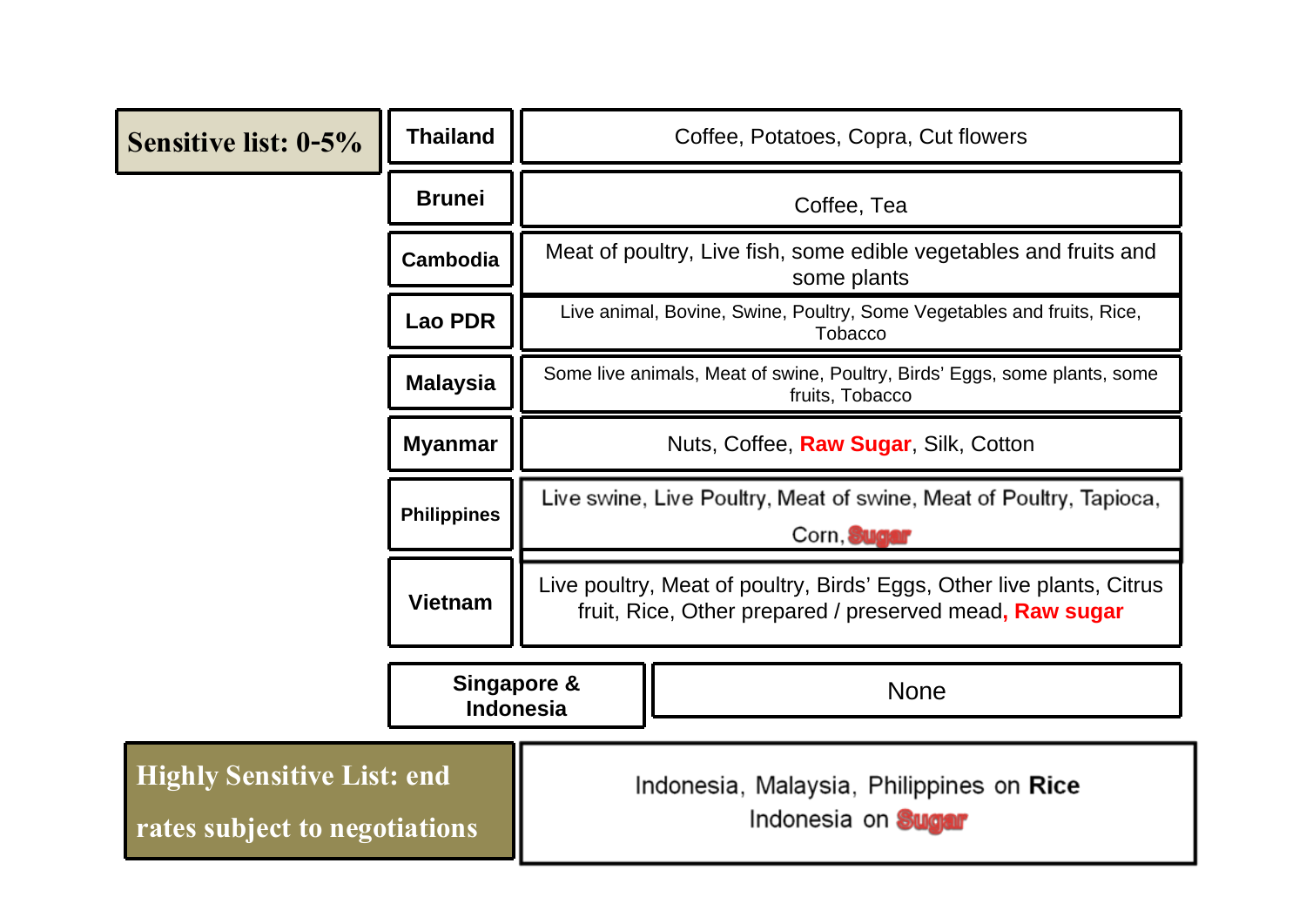| Sensitive list: 0-5% | Country | Products |
|---|---|---|
| | Thailand | Coffee, Potatoes, Copra, Cut flowers |
| | Brunei | Coffee, Tea |
| | Cambodia | Meat of poultry, Live fish, some edible vegetables and fruits and some plants |
| | Lao PDR | Live animal, Bovine, Swine, Poultry, Some Vegetables and fruits, Rice, Tobacco |
| | Malaysia | Some live animals, Meat of swine, Poultry, Birds' Eggs, some plants, some fruits, Tobacco |
| | Myanmar | Nuts, Coffee, **Raw Sugar**, Silk, Cotton |
| | Philippines | Live swine, Live Poultry, Meat of swine, Meat of Poultry, Tapioca, Corn, **Sugar** |
| | Vietnam | Live poultry, Meat of poultry, Birds' Eggs, Other live plants, Citrus fruit, Rice, Other prepared / preserved mead, **Raw sugar** |
| | Singapore & Indonesia | None |

| Highly Sensitive List: end rates subject to negotiations | |
|---|---|
| | Indonesia, Malaysia, Philippines on **Rice**<br>Indonesia on **Sugar** |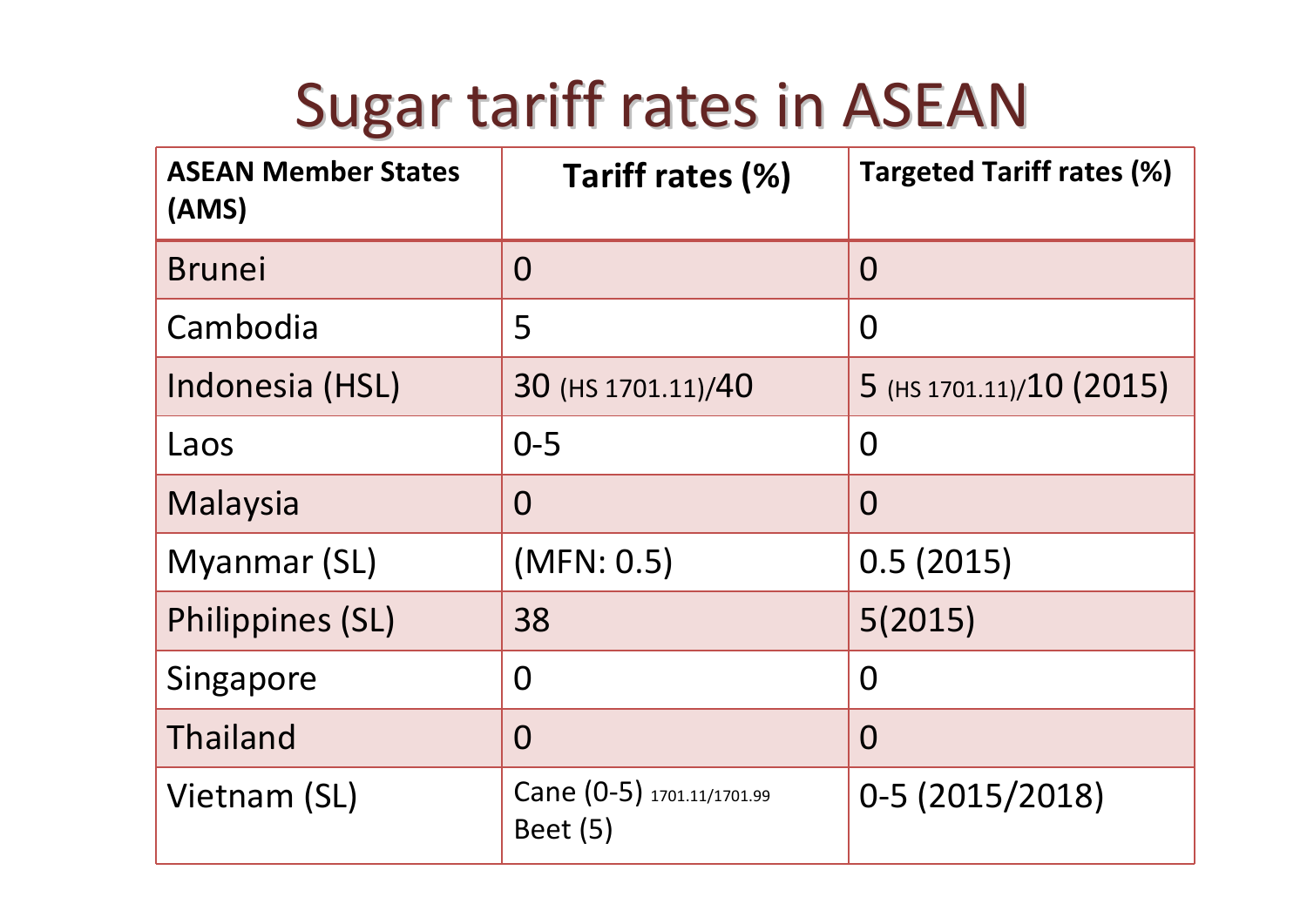# Sugar tariff rates in ASEAN

| ASEAN Member States (AMS) | Tariff rates (%) | Targeted Tariff rates (%) |
|---|---|---|
| Brunei | 0 | 0 |
| Cambodia | 5 | 0 |
| Indonesia (HSL) | 30 (HS 1701.11)/40 | 5 (HS 1701.11)/10 (2015) |
| Laos | 0-5 | 0 |
| Malaysia | 0 | 0 |
| Myanmar (SL) | (MFN: 0.5) | 0.5 (2015) |
| Philippines (SL) | 38 | 5(2015) |
| Singapore | 0 | 0 |
| Thailand | 0 | 0 |
| Vietnam (SL) | Cane (0-5) 1701.11/1701.99<br>Beet (5) | 0-5 (2015/2018) |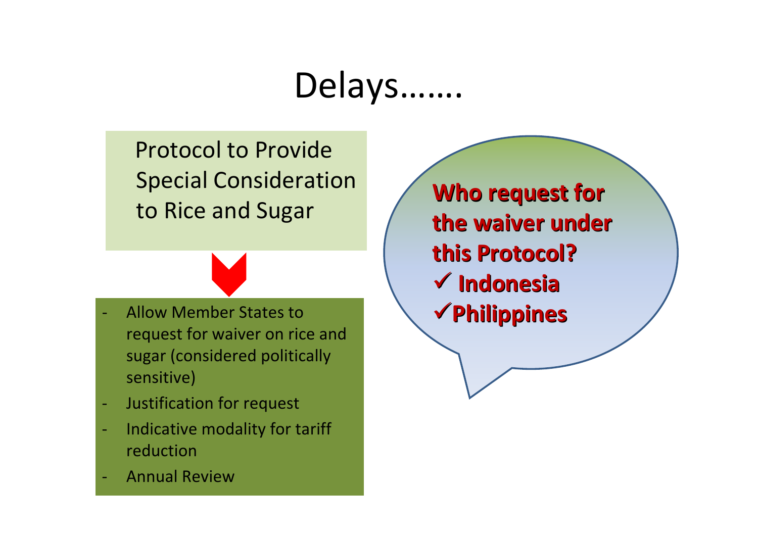# Delays…….

Protocol to Provide Special Consideration to Rice and Sugar

- Allow Member States to request for waiver on rice and sugar (considered politically sensitive)
- Justification for request
- Indicative modality for tariff reduction
- Annual Review

**Who request for the waiver under this Protocol?**

- ✓ **Indonesia**
- ✓ **Philippines**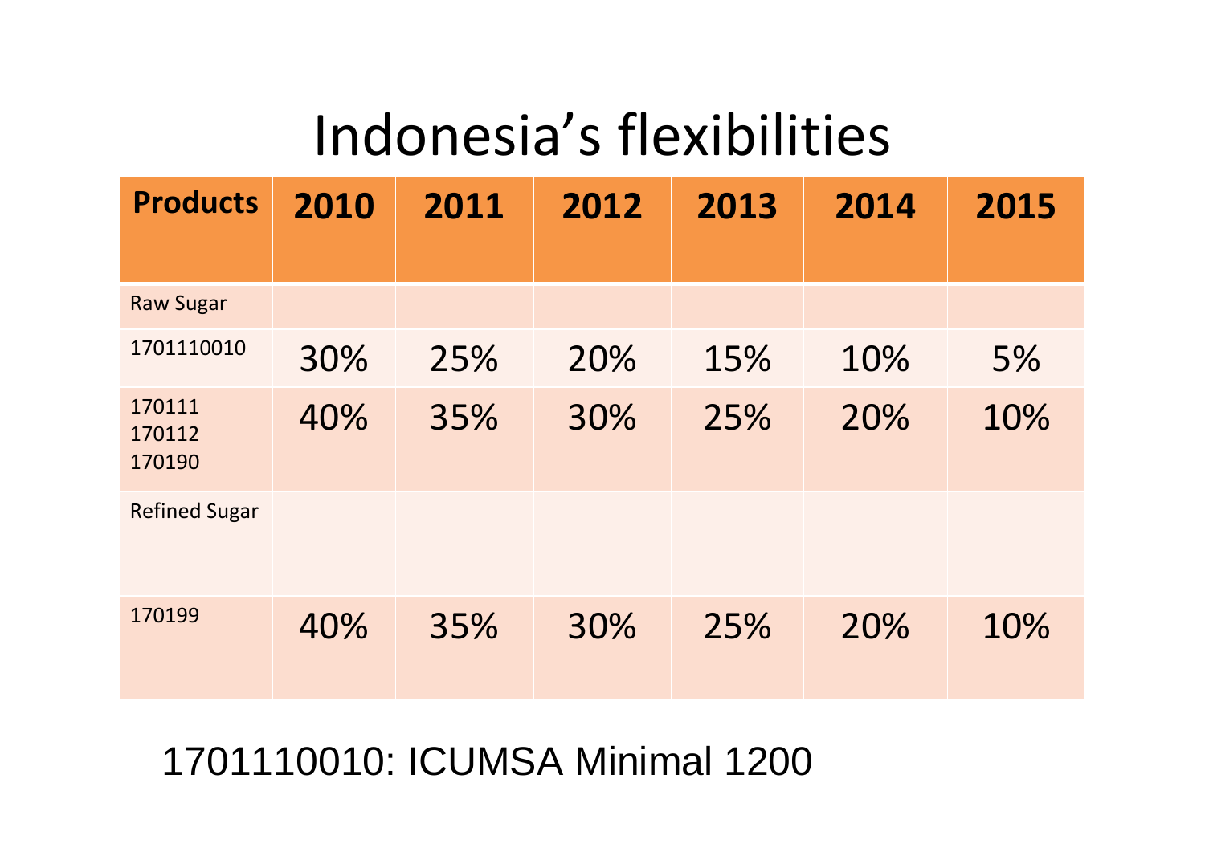# Indonesia's flexibilities

| Products | 2010 | 2011 | 2012 | 2013 | 2014 | 2015 |
|---|---|---|---|---|---|---|
| Raw Sugar | | | | | | |
| 1701110010 | 30% | 25% | 20% | 15% | 10% | 5% |
| 170111<br>170112<br>170190 | 40% | 35% | 30% | 25% | 20% | 10% |
| Refined Sugar | | | | | | |
| 170199 | 40% | 35% | 30% | 25% | 20% | 10% |

1701110010: ICUMSA Minimal 1200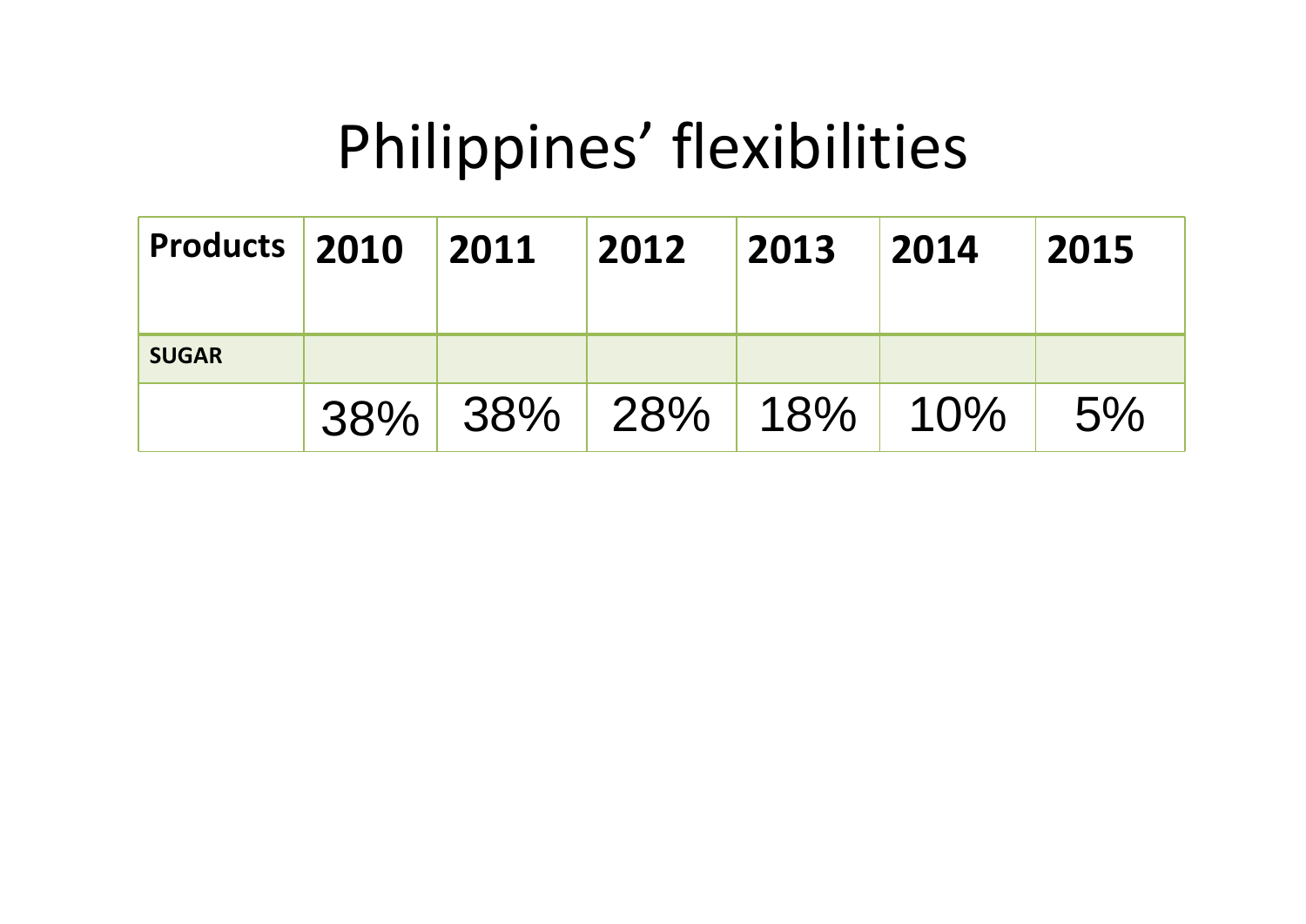# Philippines' flexibilities

| Products | 2010 | 2011 | 2012 | 2013 | 2014 | 2015 |
|---|---|---|---|---|---|---|
| **SUGAR** | | | | | | |
| | 38% | 38% | 28% | 18% | 10% | 5% |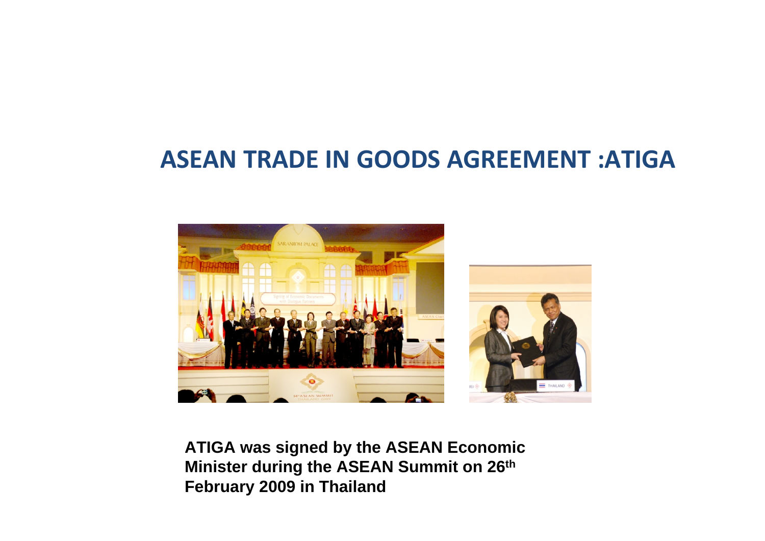# ASEAN TRADE IN GOODS AGREEMENT :ATIGA

**ATIGA was signed by the ASEAN Economic Minister during the ASEAN Summit on 26th February 2009 in Thailand**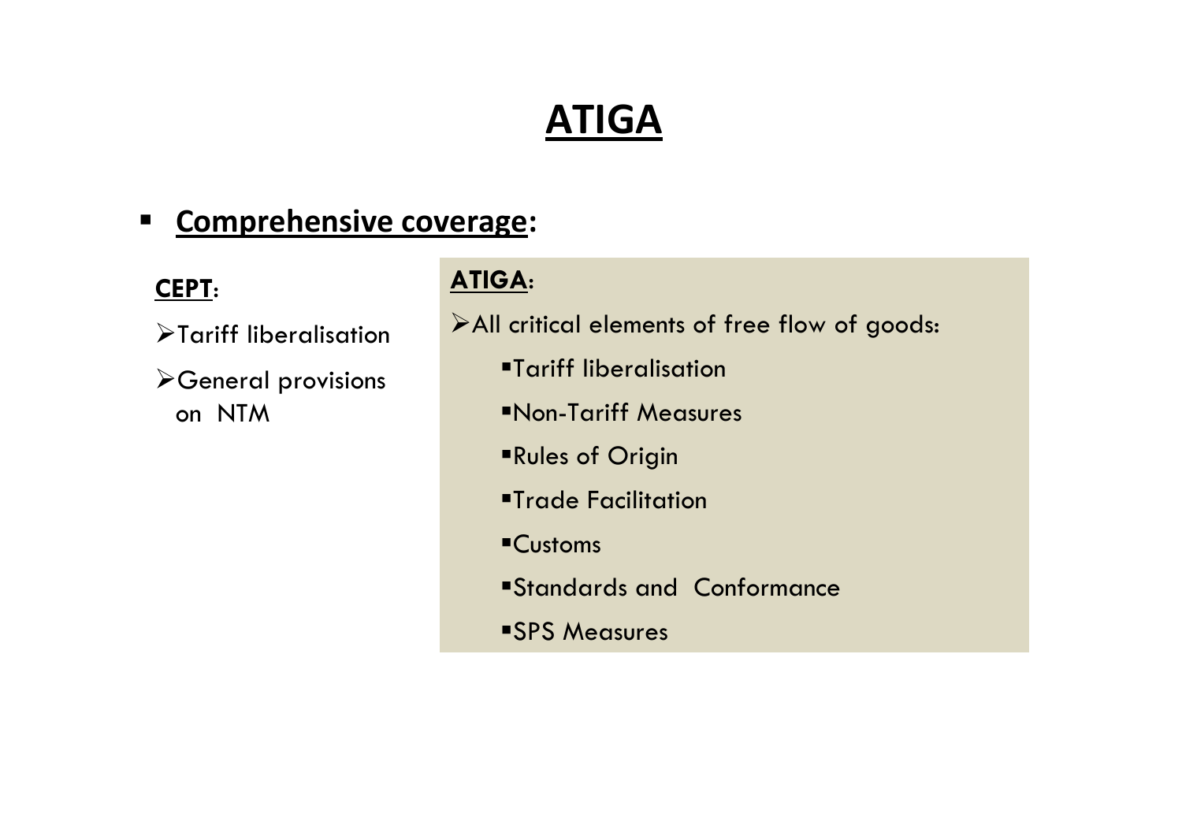# ATIGA

- **Comprehensive coverage:**

**CEPT:**

- Tariff liberalisation
- General provisions on NTM

**ATIGA:**

- All critical elements of free flow of goods:
  - Tariff liberalisation
  - Non-Tariff Measures
  - Rules of Origin
  - Trade Facilitation
  - Customs
  - Standards and Conformance
  - SPS Measures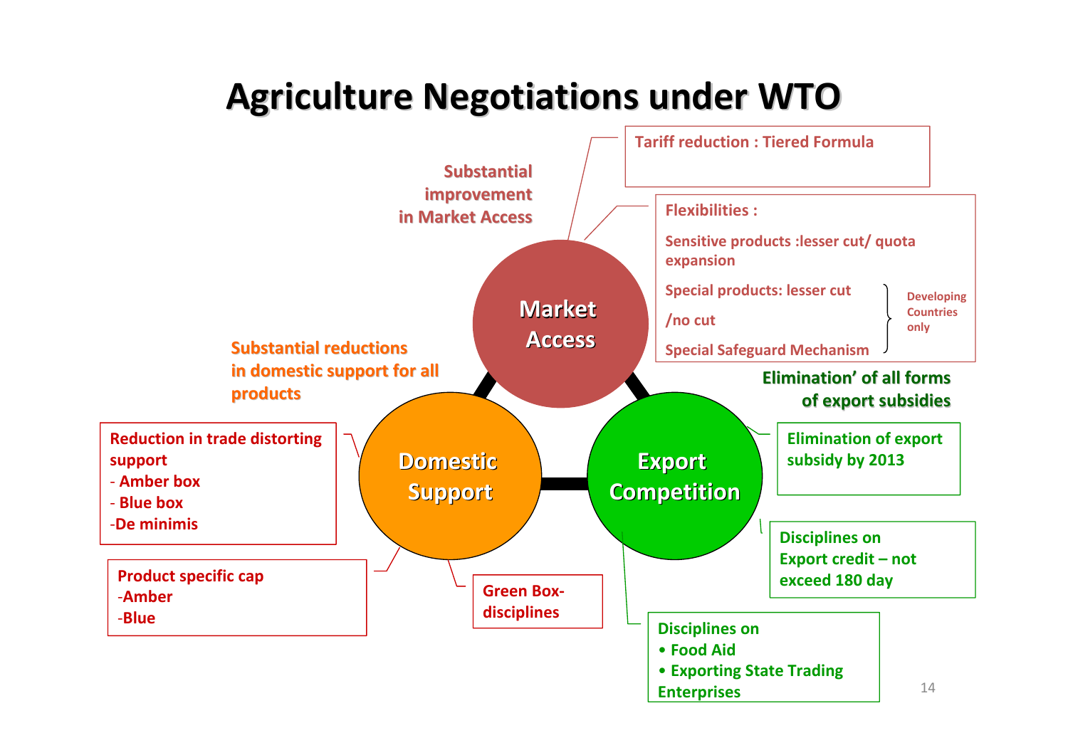# Agriculture Negotiations under WTO

## Market Access

Substantial improvement in Market Access

- Tariff reduction : Tiered Formula
- Flexibilities :
  - Sensitive products :lesser cut/ quota expansion
  - Special products: lesser cut /no cut (Developing Countries only)
  - Special Safeguard Mechanism (Developing Countries only)

## Domestic Support

Substantial reductions in domestic support for all products

- Reduction in trade distorting support
  - Amber box
  - Blue box
  - De minimis
- Product specific cap
  - Amber
  - Blue
- Green Box- disciplines

## Export Competition

Elimination' of all forms of export subsidies

- Elimination of export subsidy by 2013
- Disciplines on Export credit – not exceed 180 day
- Disciplines on
  - Food Aid
  - Exporting State Trading Enterprises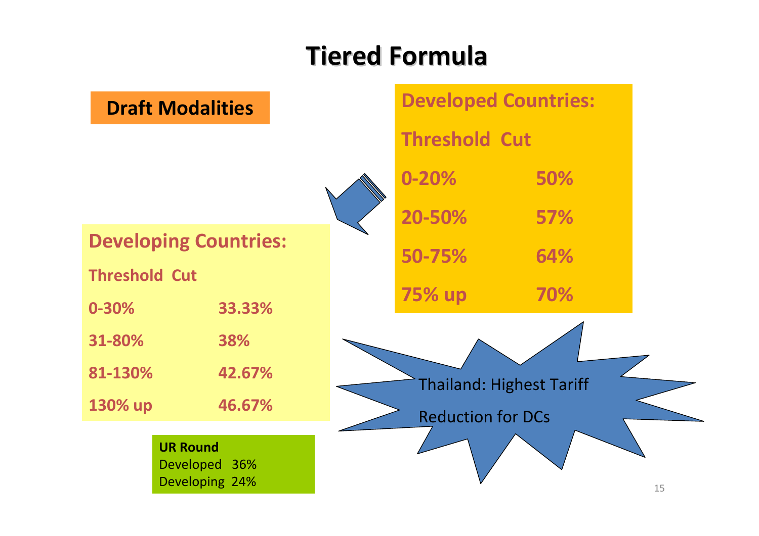# Tiered Formula

**Draft Modalities**

**Developed Countries:**

| Threshold | Cut |
|---|---|
| 0-20% | 50% |
| 20-50% | 57% |
| 50-75% | 64% |
| 75% up | 70% |

**Developing Countries:**

| Threshold | Cut |
|---|---|
| 0-30% | 33.33% |
| 31-80% | 38% |
| 81-130% | 42.67% |
| 130% up | 46.67% |

**UR Round**
Developed 36%
Developing 24%

Thailand: Highest Tariff Reduction for DCs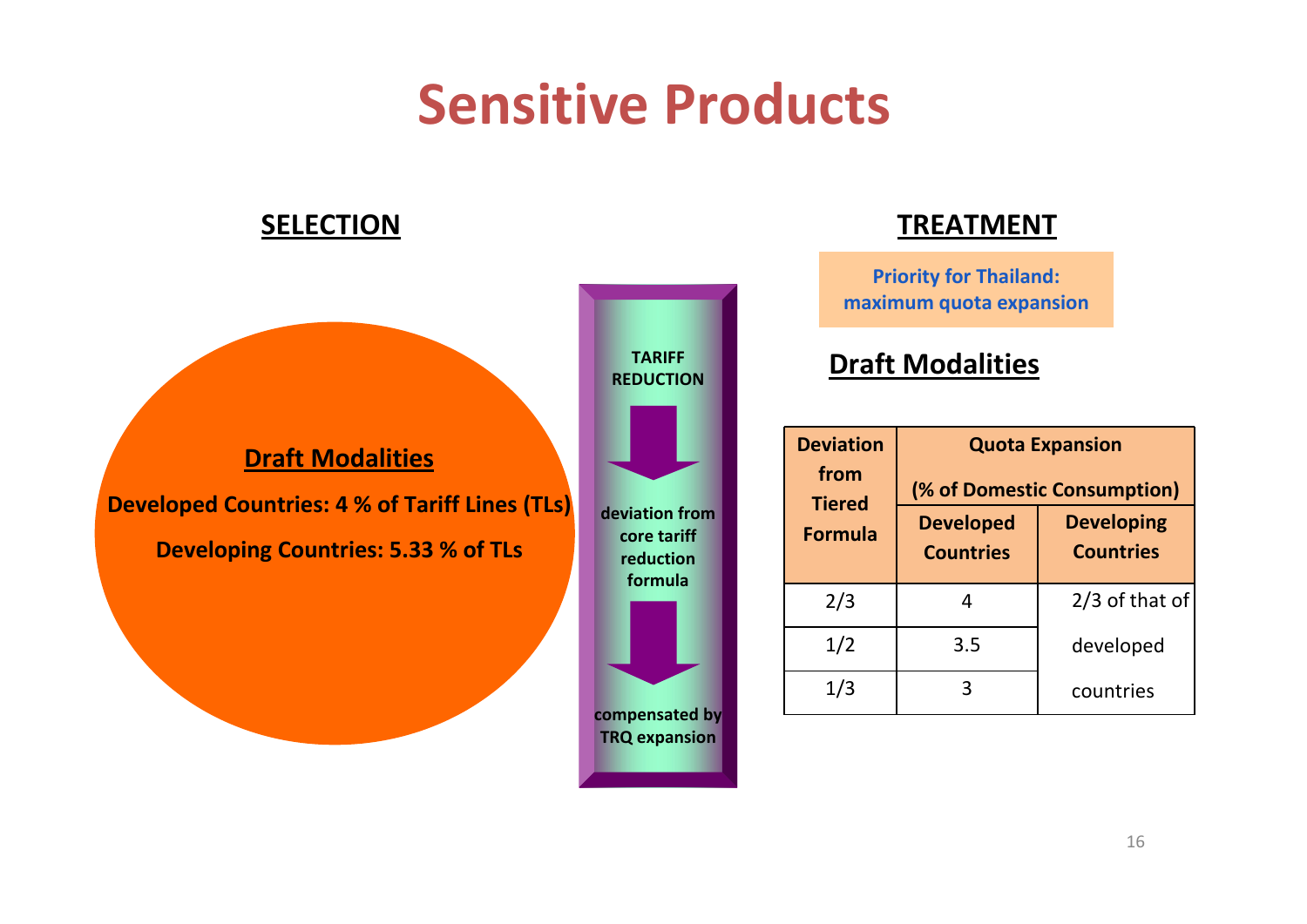# Sensitive Products

## SELECTION

**Draft Modalities**

**Developed Countries: 4 % of Tariff Lines (TLs)**

**Developing Countries: 5.33 % of TLs**

**TARIFF REDUCTION**

**deviation from core tariff reduction formula**

**compensated by TRQ expansion**

## TREATMENT

**Priority for Thailand: maximum quota expansion**

**Draft Modalities**

| Deviation from Tiered Formula | Quota Expansion (% of Domestic Consumption) | |
|---|---|---|
| | **Developed Countries** | **Developing Countries** |
| 2/3 | 4 | 2/3 of that of developed countries |
| 1/2 | 3.5 | |
| 1/3 | 3 | |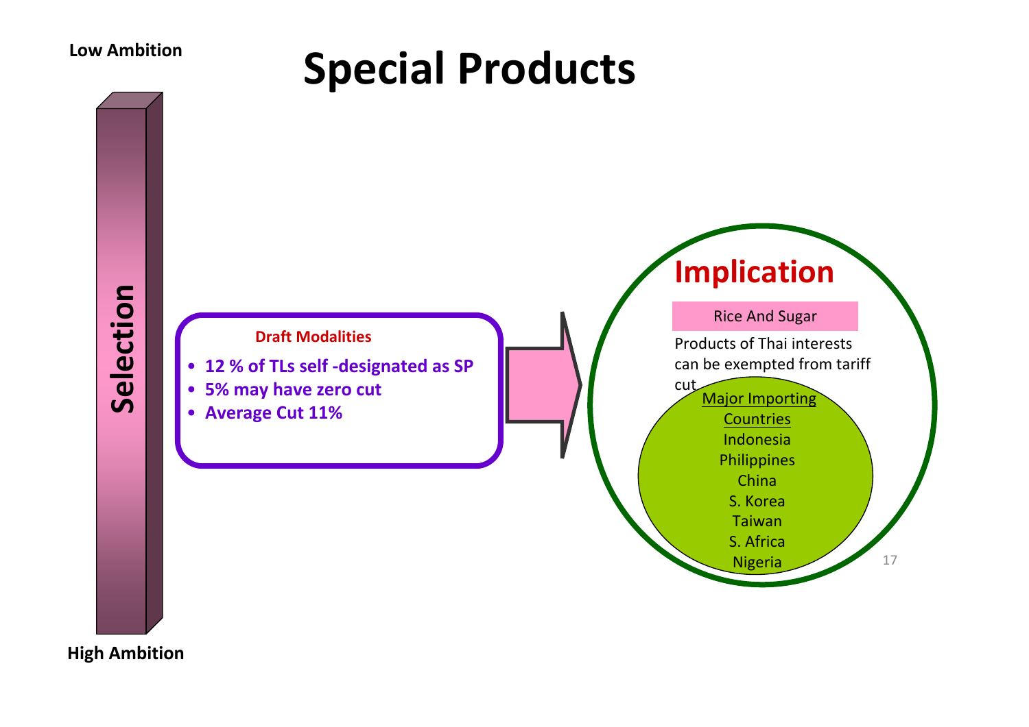# Special Products

Low Ambition

Selection

High Ambition

**Draft Modalities**

- **12 % of TLs self -designated as SP**
- **5% may have zero cut**
- **Average Cut 11%**

## Implication

Rice And Sugar

Products of Thai interests can be exempted from tariff cut

Major Importing Countries

Indonesia
Philippines
China
S. Korea
Taiwan
S. Africa
Nigeria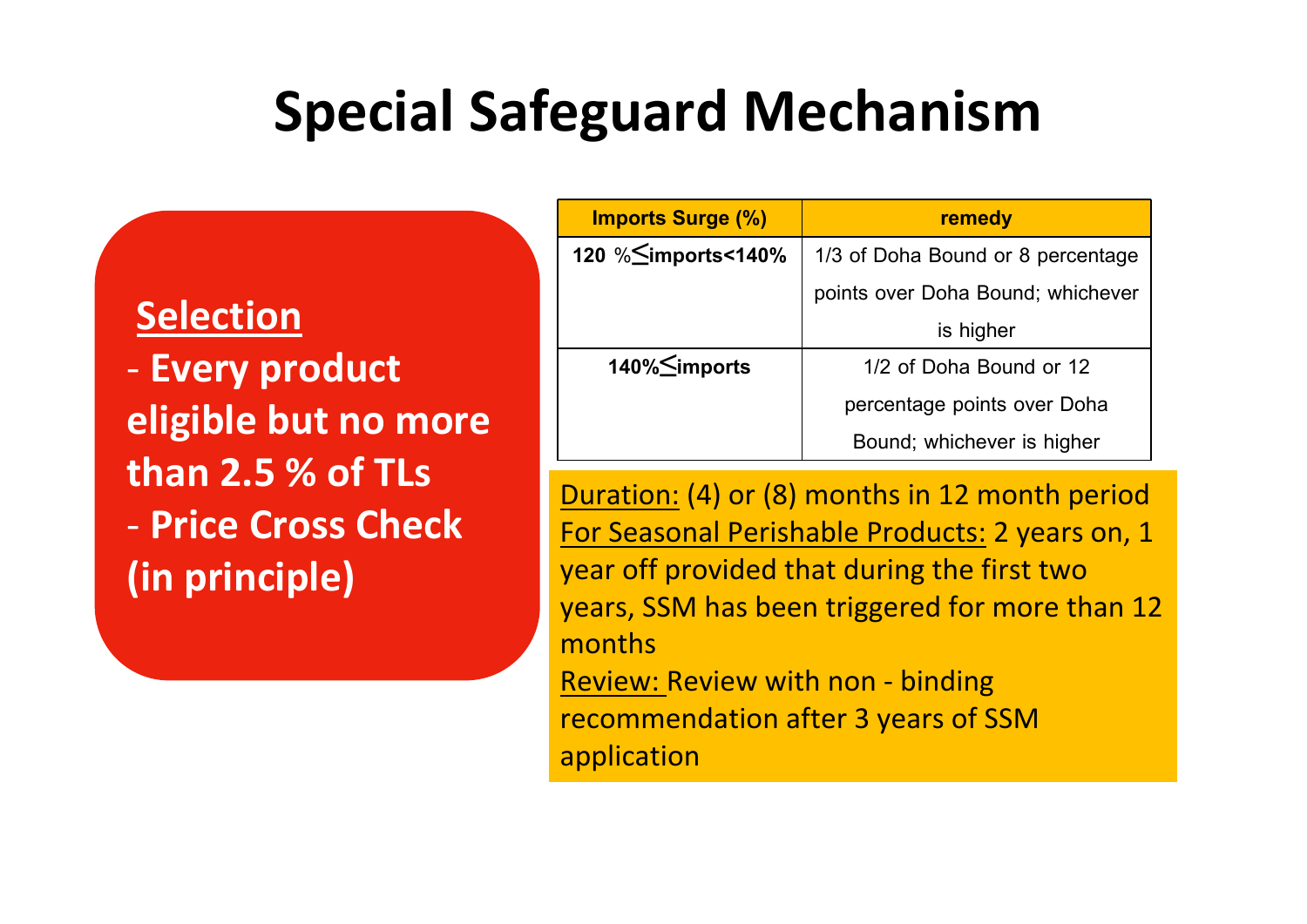# Special Safeguard Mechanism

**Selection**

- **Every product eligible but no more than 2.5 % of TLs**
- **Price Cross Check (in principle)**

| Imports Surge (%) | remedy |
|---|---|
| **120 % ≤ imports<140%** | 1/3 of Doha Bound or 8 percentage points over Doha Bound; whichever is higher |
| **140% ≤ imports** | 1/2 of Doha Bound or 12 percentage points over Doha Bound; whichever is higher |

Duration: (4) or (8) months in 12 month period

For Seasonal Perishable Products: 2 years on, 1 year off provided that during the first two years, SSM has been triggered for more than 12 months

Review: Review with non - binding recommendation after 3 years of SSM application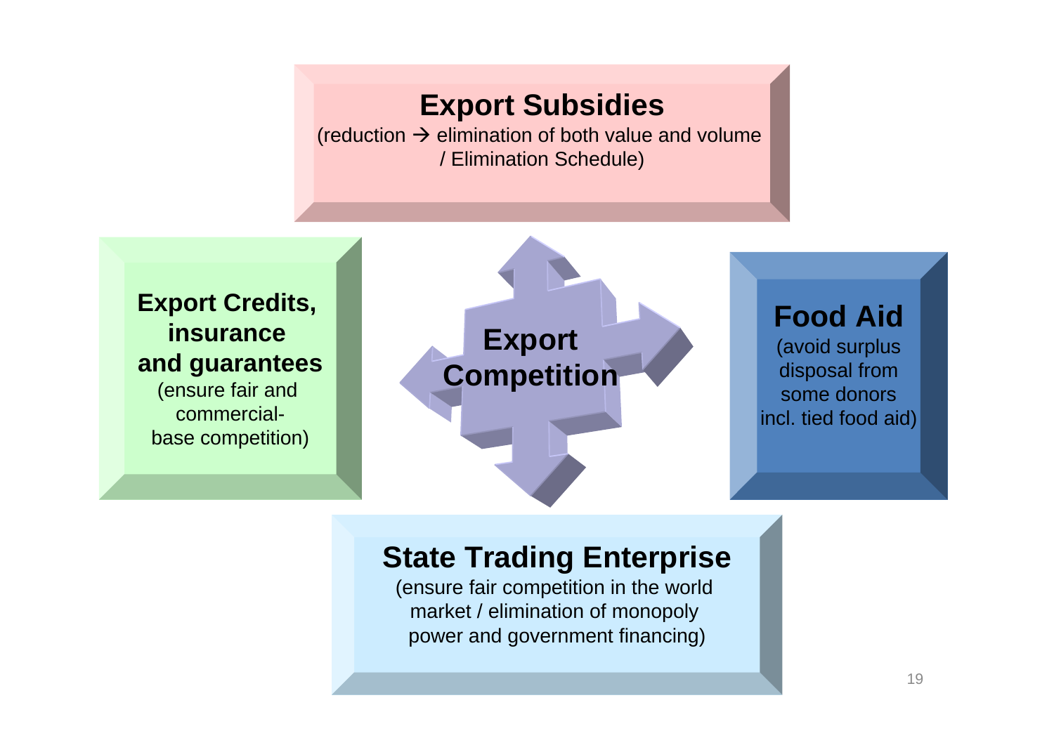## Export Competition

### Export Subsidies

(reduction → elimination of both value and volume / Elimination Schedule)

### Export Credits, insurance and guarantees

(ensure fair and commercial-base competition)

### Food Aid

(avoid surplus disposal from some donors incl. tied food aid)

### State Trading Enterprise

(ensure fair competition in the world market / elimination of monopoly power and government financing)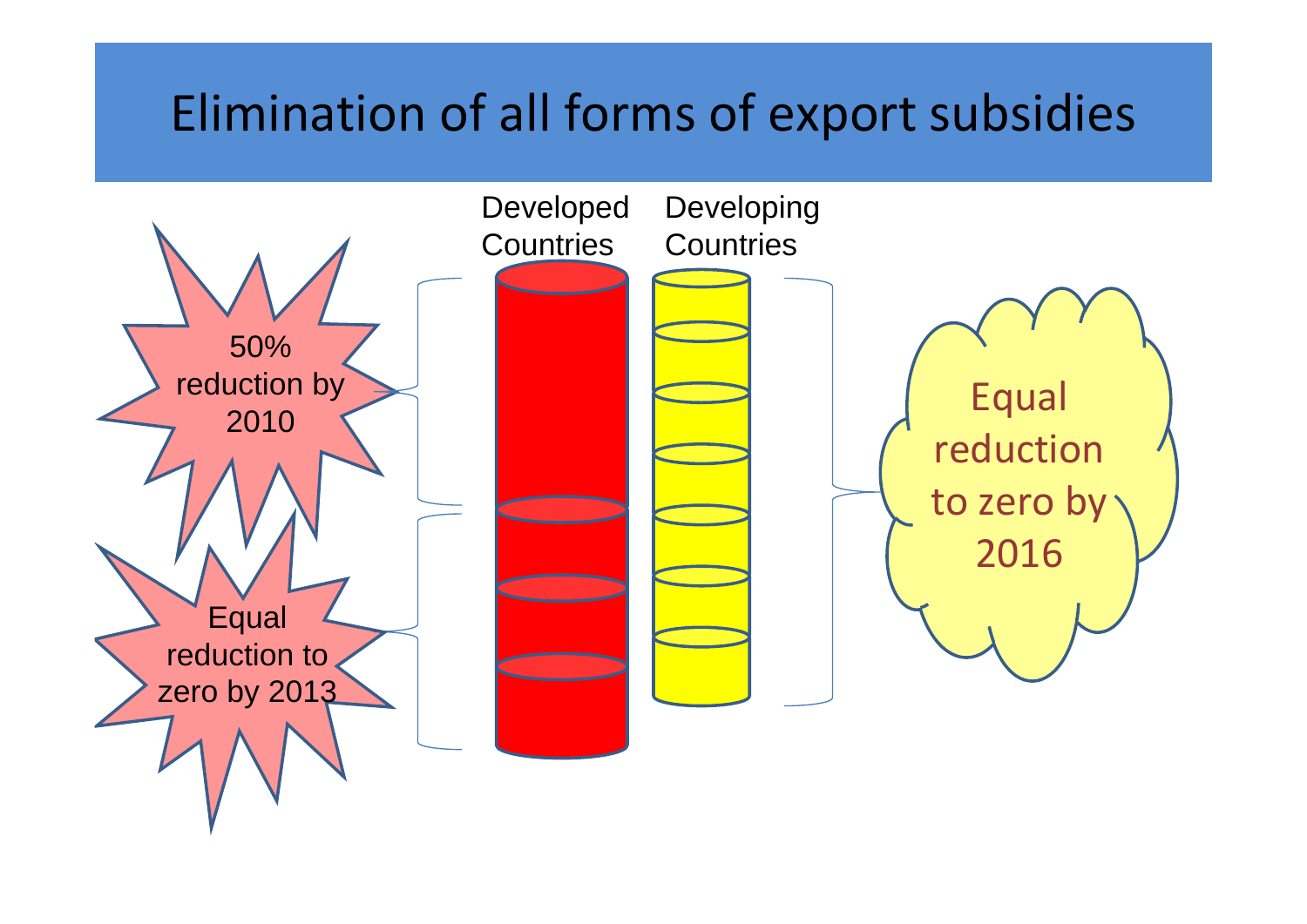# Elimination of all forms of export subsidies

Developed Countries

Developing Countries

50% reduction by 2010

Equal reduction to zero by 2013

Equal reduction to zero by 2016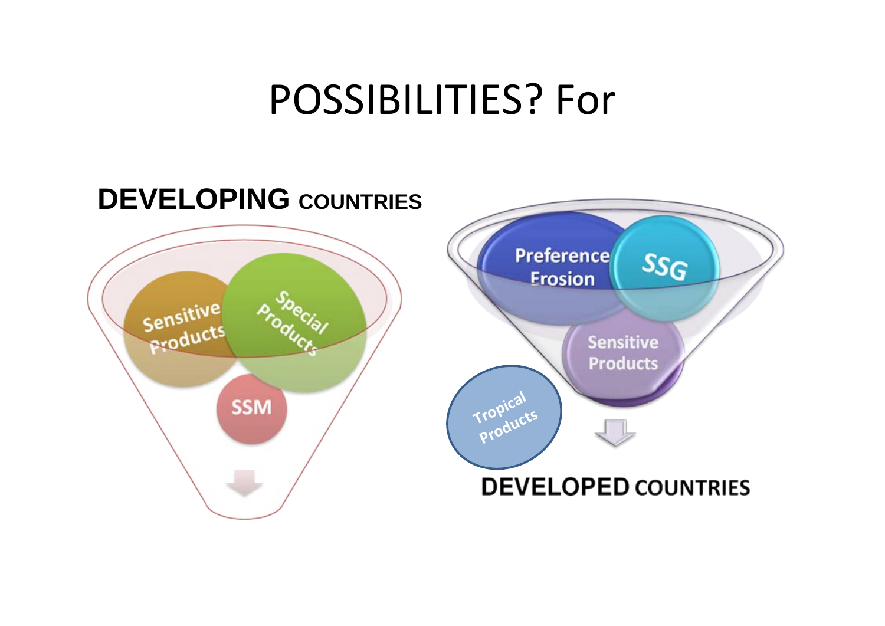# POSSIBILITIES? For

**DEVELOPING COUNTRIES**

- Sensitive Products
- Special Products
- SSM

**DEVELOPED COUNTRIES**

- Preference Erosion
- SSG
- Sensitive Products
- Tropical Products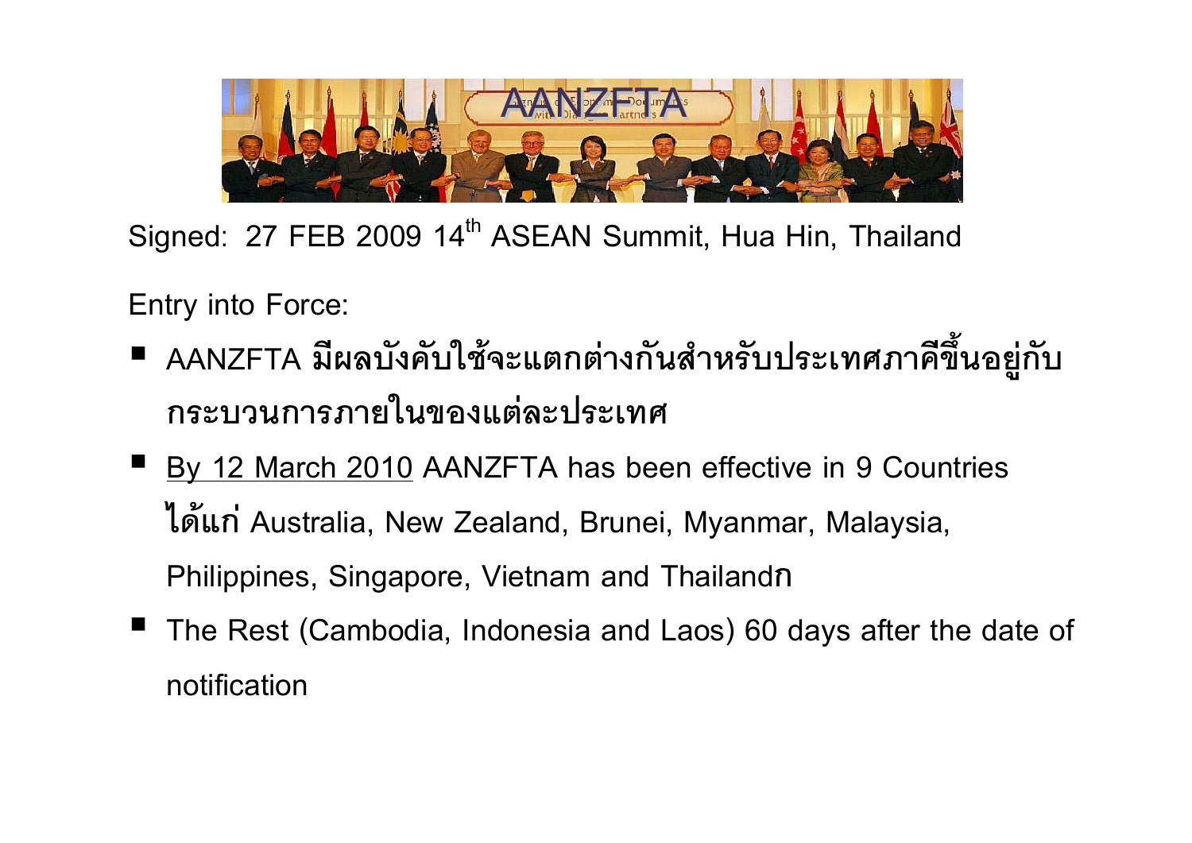# AANZFTA

Signed: 27 FEB 2009 14th ASEAN Summit, Hua Hin, Thailand

Entry into Force:

- AANZFTA มีผลบังคับใช้จะแตกต่างกันสำหรับประเทศภาคีขึ้นอยู่กับกระบวนการภายในของแต่ละประเทศ
- By 12 March 2010 AANZFTA has been effective in 9 Countries ได้แก่ Australia, New Zealand, Brunei, Myanmar, Malaysia, Philippines, Singapore, Vietnam and Thailandก
- The Rest (Cambodia, Indonesia and Laos) 60 days after the date of notification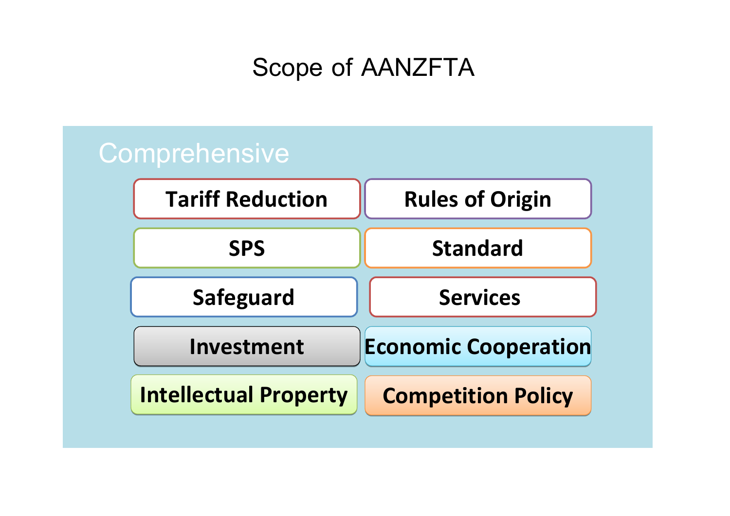# Scope of AANZFTA

**Comprehensive**

- Tariff Reduction
- Rules of Origin
- SPS
- Standard
- Safeguard
- Services
- Investment
- Economic Cooperation
- Intellectual Property
- Competition Policy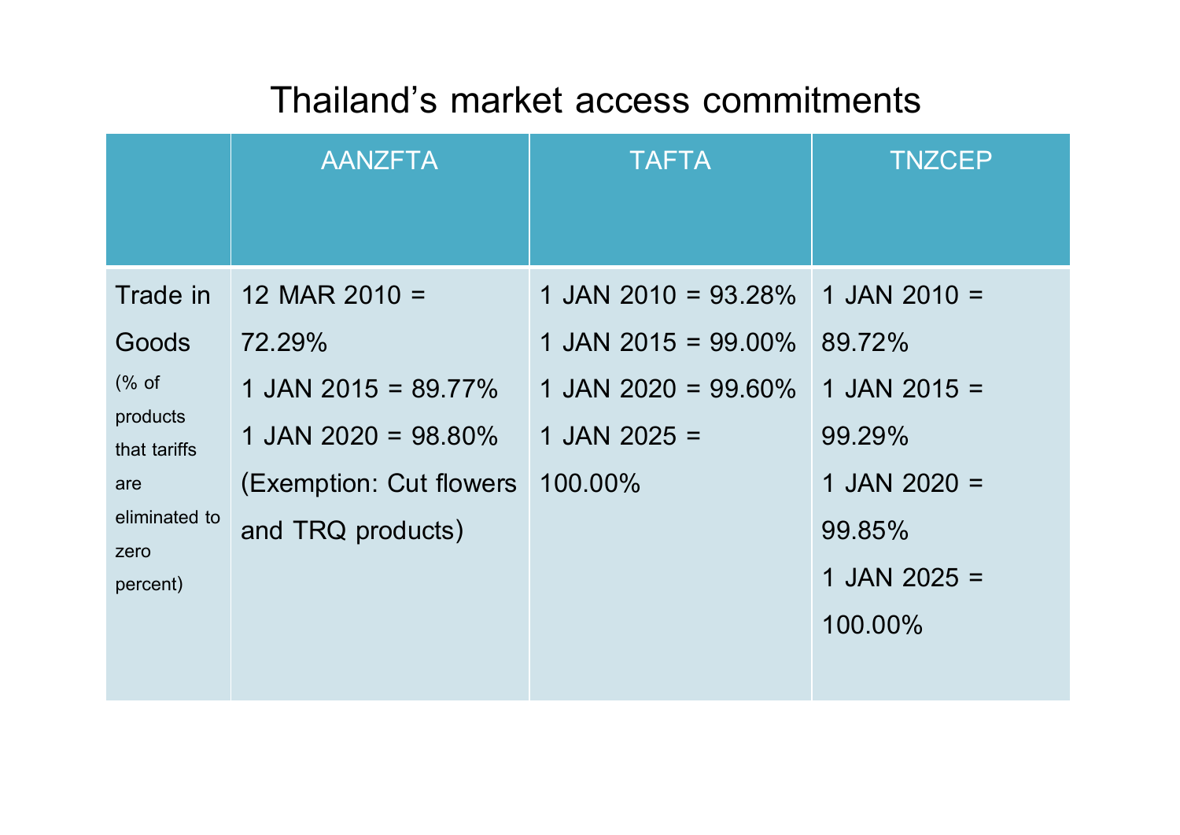# Thailand's market access commitments

| | AANZFTA | TAFTA | TNZCEP |
|---|---|---|---|
| Trade in Goods (% of products that tariffs are eliminated to zero percent) | 12 MAR 2010 = 72.29%<br>1 JAN 2015 = 89.77%<br>1 JAN 2020 = 98.80%<br>(Exemption: Cut flowers and TRQ products) | 1 JAN 2010 = 93.28%<br>1 JAN 2015 = 99.00%<br>1 JAN 2020 = 99.60%<br>1 JAN 2025 = 100.00% | 1 JAN 2010 = 89.72%<br>1 JAN 2015 = 99.29%<br>1 JAN 2020 = 99.85%<br>1 JAN 2025 = 100.00% |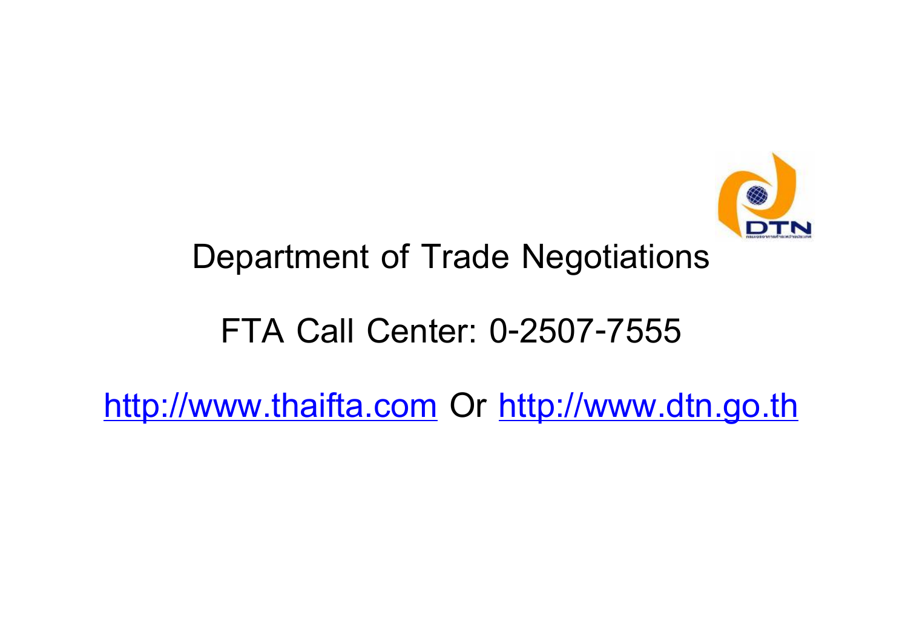Department of Trade Negotiations

FTA Call Center: 0-2507-7555

http://www.thaifta.com Or http://www.dtn.go.th